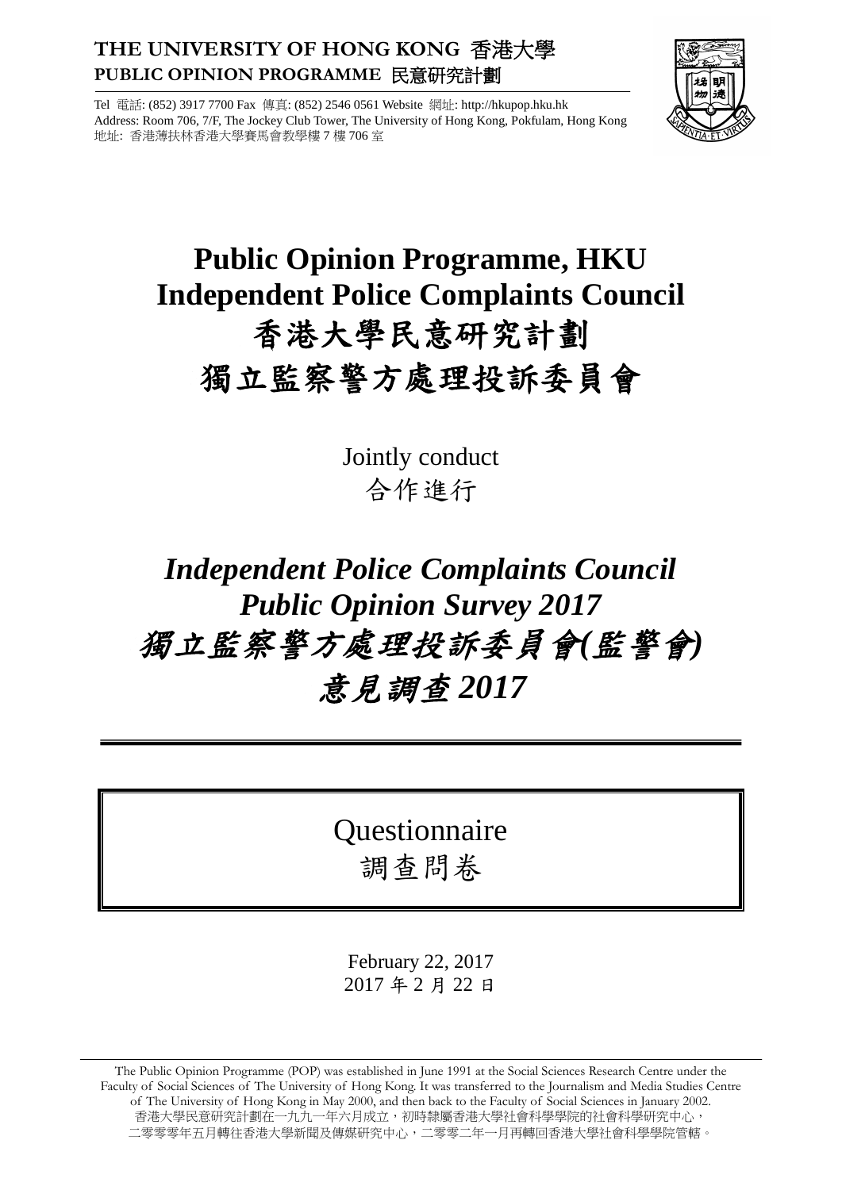**THE UNIVERSITY OF HONG KONG 香港大學**
**PUBLIC OPINION PROGRAMME 民意研究計劃**

Tel 電話: (852) 3917 7700 Fax 傳真: (852) 2546 0561 Website 網址: http://hkupop.hku.hk
Address: Room 706, 7/F, The Jockey Club Tower, The University of Hong Kong, Pokfulam, Hong Kong
地址: 香港薄扶林香港大學賽馬會教學樓 7 樓 706 室

# Public Opinion Programme, HKU
# Independent Police Complaints Council
# 香港大學民意研究計劃
# 獨立監察警方處理投訴委員會

Jointly conduct
合作進行

# *Independent Police Complaints Council Public Opinion Survey 2017*
# *獨立監察警方處理投訴委員會(監警會) 意見調查 2017*

---

## Questionnaire
## 調查問卷

February 22, 2017
2017 年 2 月 22 日

---

The Public Opinion Programme (POP) was established in June 1991 at the Social Sciences Research Centre under the Faculty of Social Sciences of The University of Hong Kong. It was transferred to the Journalism and Media Studies Centre of The University of Hong Kong in May 2000, and then back to the Faculty of Social Sciences in January 2002.
香港大學民意研究計劃在一九九一年六月成立，初時隸屬香港大學社會科學學院的社會科學研究中心，二零零零年五月轉往香港大學新聞及傳媒研究中心，二零零二年一月再轉回香港大學社會科學學院管轄。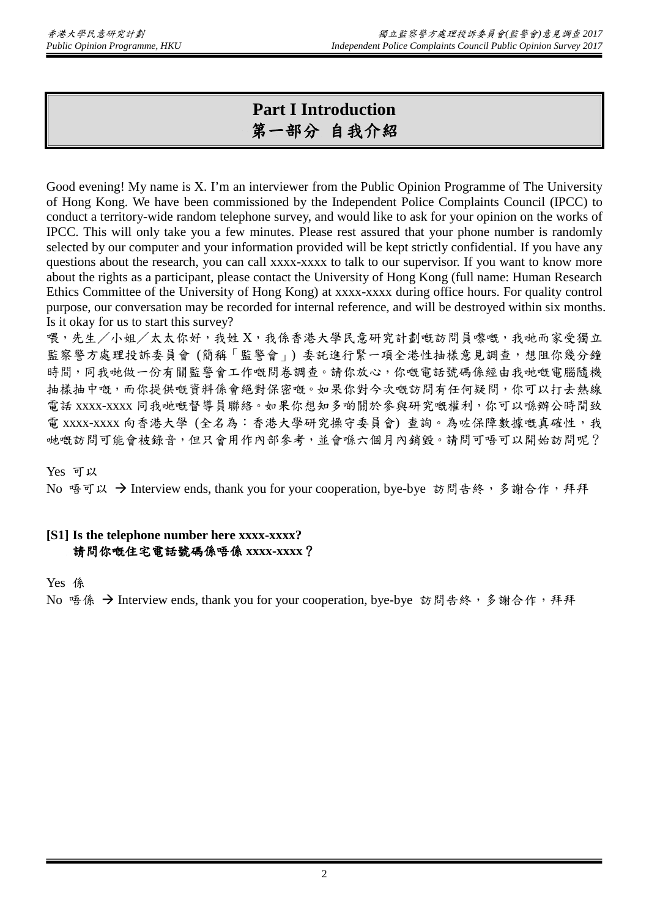# Part I Introduction
# 第一部分 自我介紹

Good evening! My name is X. I'm an interviewer from the Public Opinion Programme of The University of Hong Kong. We have been commissioned by the Independent Police Complaints Council (IPCC) to conduct a territory-wide random telephone survey, and would like to ask for your opinion on the works of IPCC. This will only take you a few minutes. Please rest assured that your phone number is randomly selected by our computer and your information provided will be kept strictly confidential. If you have any questions about the research, you can call xxxx-xxxx to talk to our supervisor. If you want to know more about the rights as a participant, please contact the University of Hong Kong (full name: Human Research Ethics Committee of the University of Hong Kong) at xxxx-xxxx during office hours. For quality control purpose, our conversation may be recorded for internal reference, and will be destroyed within six months. Is it okay for us to start this survey?

喂，先生／小姐／太太你好，我姓 X，我係香港大學民意研究計劃嘅訪問員嚟嘅，我哋而家受獨立監察警方處理投訴委員會 (簡稱「監警會」) 委託進行緊一項全港性抽樣意見調查，想阻你幾分鐘時間，同我哋做一份有關監警會工作嘅問卷調查。請你放心，你嘅電話號碼係經由我哋嘅電腦隨機抽樣抽中嘅，而你提供嘅資料係會絕對保密嘅。如果你對今次嘅訪問有任何疑問，你可以打去熱線電話 xxxx-xxxx 同我哋嘅督導員聯絡。如果你想知多啲關於參與研究嘅權利，你可以喺辦公時間致電 xxxx-xxxx 向香港大學 (全名為：香港大學研究操守委員會) 查詢。為咗保障數據嘅真確性，我哋嘅訪問可能會被錄音，但只會用作內部參考，並會喺六個月內銷毀。請問可唔可以開始訪問呢？

Yes 可以

No 唔可以 → Interview ends, thank you for your cooperation, bye-bye 訪問告終，多謝合作，拜拜

**[S1] Is the telephone number here xxxx-xxxx?**
**請問你嘅住宅電話號碼係唔係 xxxx-xxxx？**

Yes 係

No 唔係 → Interview ends, thank you for your cooperation, bye-bye 訪問告終，多謝合作，拜拜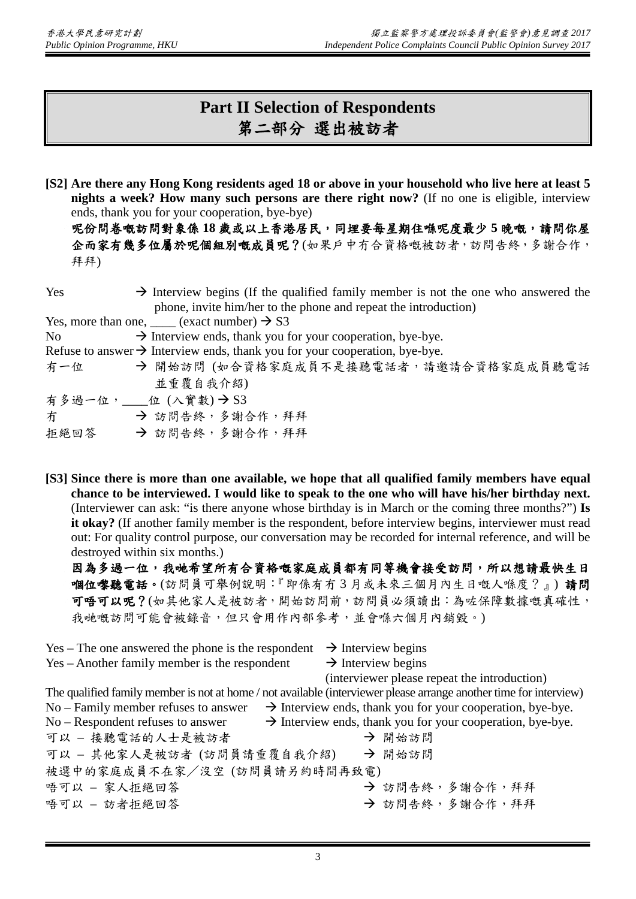# Part II Selection of Respondents
# 第二部分 選出被訪者

**[S2] Are there any Hong Kong residents aged 18 or above in your household who live here at least 5 nights a week? How many such persons are there right now?** (If no one is eligible, interview ends, thank you for your cooperation, bye-bye)

**呢份問卷嘅訪問對象係 18 歲或以上香港居民，同埋要每星期住喺呢度最少 5 晚嘅，請問你屋企而家有幾多位屬於呢個組別嘅成員呢？**(如果戶中冇合資格嘅被訪者，訪問告終，多謝合作，拜拜)

Yes → Interview begins (If the qualified family member is not the one who answered the phone, invite him/her to the phone and repeat the introduction)

Yes, more than one, ____ (exact number) → S3

No → Interview ends, thank you for your cooperation, bye-bye.

Refuse to answer → Interview ends, thank you for your cooperation, bye-bye.

有一位 → 開始訪問 (如合資格家庭成員不是接聽電話者，請邀請合資格家庭成員聽電話並重覆自我介紹)

有多過一位，____位 (入實數) → S3

冇 → 訪問告終，多謝合作，拜拜

拒絕回答 → 訪問告終，多謝合作，拜拜

**[S3] Since there is more than one available, we hope that all qualified family members have equal chance to be interviewed. I would like to speak to the one who will have his/her birthday next.** (Interviewer can ask: "is there anyone whose birthday is in March or the coming three months?") **Is it okay?** (If another family member is the respondent, before interview begins, interviewer must read out: For quality control purpose, our conversation may be recorded for internal reference, and will be destroyed within six months.)

**因為多過一位，我哋希望所有合資格嘅家庭成員都有同等機會接受訪問，所以想請最快生日嗰位嚟聽電話。**(訪問員可舉例說明：『即係有冇 3 月或未來三個月內生日嘅人喺度？』) **請問可唔可以呢？**(如其他家人是被訪者，開始訪問前，訪問員必須讀出：為咗保障數據嘅真確性，我哋嘅訪問可能會被錄音，但只會用作內部參考，並會喺六個月內銷毀。)

Yes – The one answered the phone is the respondent → Interview begins

Yes – Another family member is the respondent → Interview begins (interviewer please repeat the introduction)

The qualified family member is not at home / not available (interviewer please arrange another time for interview)

No – Family member refuses to answer → Interview ends, thank you for your cooperation, bye-bye.

No – Respondent refuses to answer → Interview ends, thank you for your cooperation, bye-bye.

可以 – 接聽電話的人士是被訪者 → 開始訪問

可以 – 其他家人是被訪者 (訪問員請重覆自我介紹) → 開始訪問

被選中的家庭成員不在家／沒空 (訪問員請另約時間再致電)

唔可以 – 家人拒絕回答 → 訪問告終，多謝合作，拜拜

唔可以 – 訪者拒絕回答 → 訪問告終，多謝合作，拜拜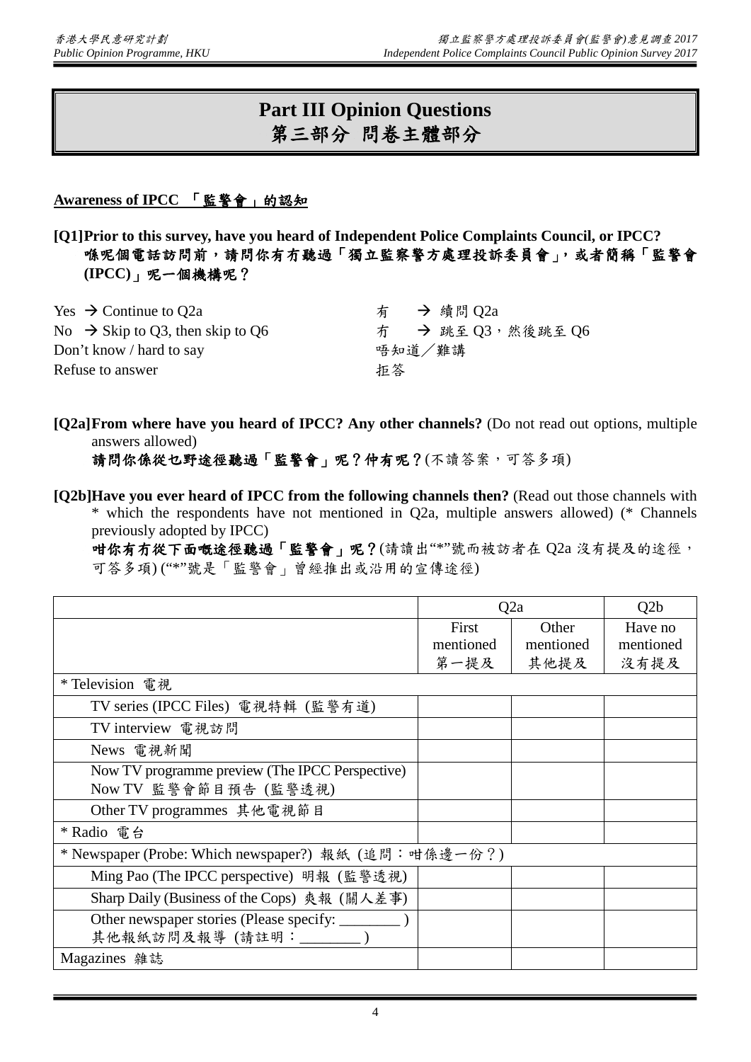# Part III Opinion Questions
# 第三部分 問卷主體部分

**Awareness of IPCC 「監警會」的認知**

**[Q1]Prior to this survey, have you heard of Independent Police Complaints Council, or IPCC?**
**喺呢個電話訪問前，請問你有冇聽過「獨立監察警方處理投訴委員會」，或者簡稱「監警會(IPCC)」呢一個機構呢？**

| | |
|---|---|
| Yes → Continue to Q2a | 有 → 續問 Q2a |
| No → Skip to Q3, then skip to Q6 | 冇 → 跳至 Q3，然後跳至 Q6 |
| Don't know / hard to say | 唔知道／難講 |
| Refuse to answer | 拒答 |

**[Q2a]From where have you heard of IPCC? Any other channels?** (Do not read out options, multiple answers allowed)
**請問你係從乜野途徑聽過「監警會」呢？仲有呢？**(不讀答案，可答多項)

**[Q2b]Have you ever heard of IPCC from the following channels then?** (Read out those channels with * which the respondents have not mentioned in Q2a, multiple answers allowed) (* Channels previously adopted by IPCC)
**咁你有冇從下面嘅途徑聽過「監警會」呢？**(請讀出"*"號而被訪者在 Q2a 沒有提及的途徑，可答多項) ("*"號是「監警會」曾經推出或沿用的宣傳途徑)

| | Q2a | | Q2b |
|---|---|---|---|
| | First mentioned 第一提及 | Other mentioned 其他提及 | Have no mentioned 沒有提及 |
| * Television 電視 | | | |
| TV series (IPCC Files) 電視特輯 (監警有道) | | | |
| TV interview 電視訪問 | | | |
| News 電視新聞 | | | |
| Now TV programme preview (The IPCC Perspective) Now TV 監警會節目預告 (監警透視) | | | |
| Other TV programmes 其他電視節目 | | | |
| * Radio 電台 | | | |
| * Newspaper (Probe: Which newspaper?) 報紙 (追問：咁係邊一份？) | | | |
| Ming Pao (The IPCC perspective) 明報 (監警透視) | | | |
| Sharp Daily (Business of the Cops) 爽報 (關人差事) | | | |
| Other newspaper stories (Please specify: ________ ) 其他報紙訪問及報導 (請註明：________ ) | | | |
| Magazines 雜誌 | | | |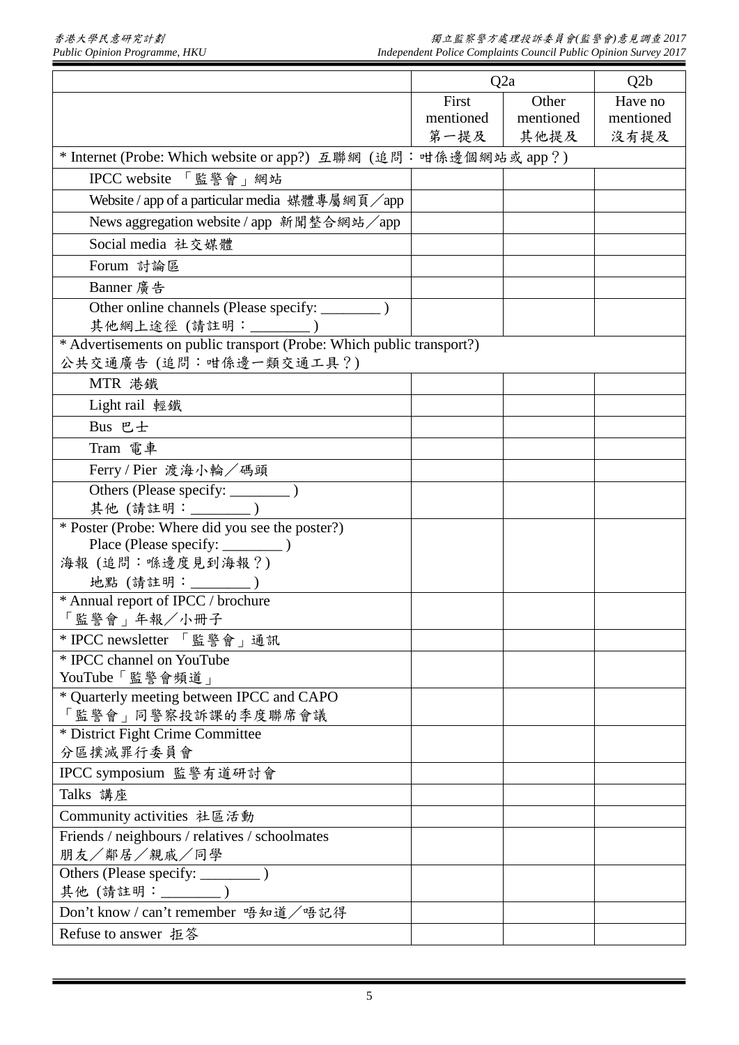| | Q2a | | Q2b |
|---|---|---|---|
| | First mentioned 第一提及 | Other mentioned 其他提及 | Have no mentioned 沒有提及 |
| * Internet (Probe: Which website or app?) 互聯網 (追問：咁係邊個網站或 app？) | | | |
| IPCC website 「監警會」網站 | | | |
| Website / app of a particular media 媒體專屬網頁／app | | | |
| News aggregation website / app 新聞整合網站／app | | | |
| Social media 社交媒體 | | | |
| Forum 討論區 | | | |
| Banner 廣告 | | | |
| Other online channels (Please specify: ________ ) 其他網上途徑 (請註明：________ ) | | | |
| * Advertisements on public transport (Probe: Which public transport?) 公共交通廣告 (追問：咁係邊一類交通工具？) | | | |
| MTR 港鐵 | | | |
| Light rail 輕鐵 | | | |
| Bus 巴士 | | | |
| Tram 電車 | | | |
| Ferry / Pier 渡海小輪／碼頭 | | | |
| Others (Please specify: ________ ) 其他 (請註明：________ ) | | | |
| * Poster (Probe: Where did you see the poster?) Place (Please specify: ________ ) 海報 (追問：喺邊度見到海報？) 地點 (請註明：________ ) | | | |
| * Annual report of IPCC / brochure 「監警會」年報／小冊子 | | | |
| * IPCC newsletter 「監警會」通訊 | | | |
| * IPCC channel on YouTube YouTube「監警會頻道」 | | | |
| * Quarterly meeting between IPCC and CAPO 「監警會」同警察投訴課的季度聯席會議 | | | |
| * District Fight Crime Committee 分區撲滅罪行委員會 | | | |
| IPCC symposium 監警有道研討會 | | | |
| Talks 講座 | | | |
| Community activities 社區活動 | | | |
| Friends / neighbours / relatives / schoolmates 朋友／鄰居／親戚／同學 | | | |
| Others (Please specify: ________ ) 其他 (請註明：________ ) | | | |
| Don't know / can't remember 唔知道／唔記得 | | | |
| Refuse to answer 拒答 | | | |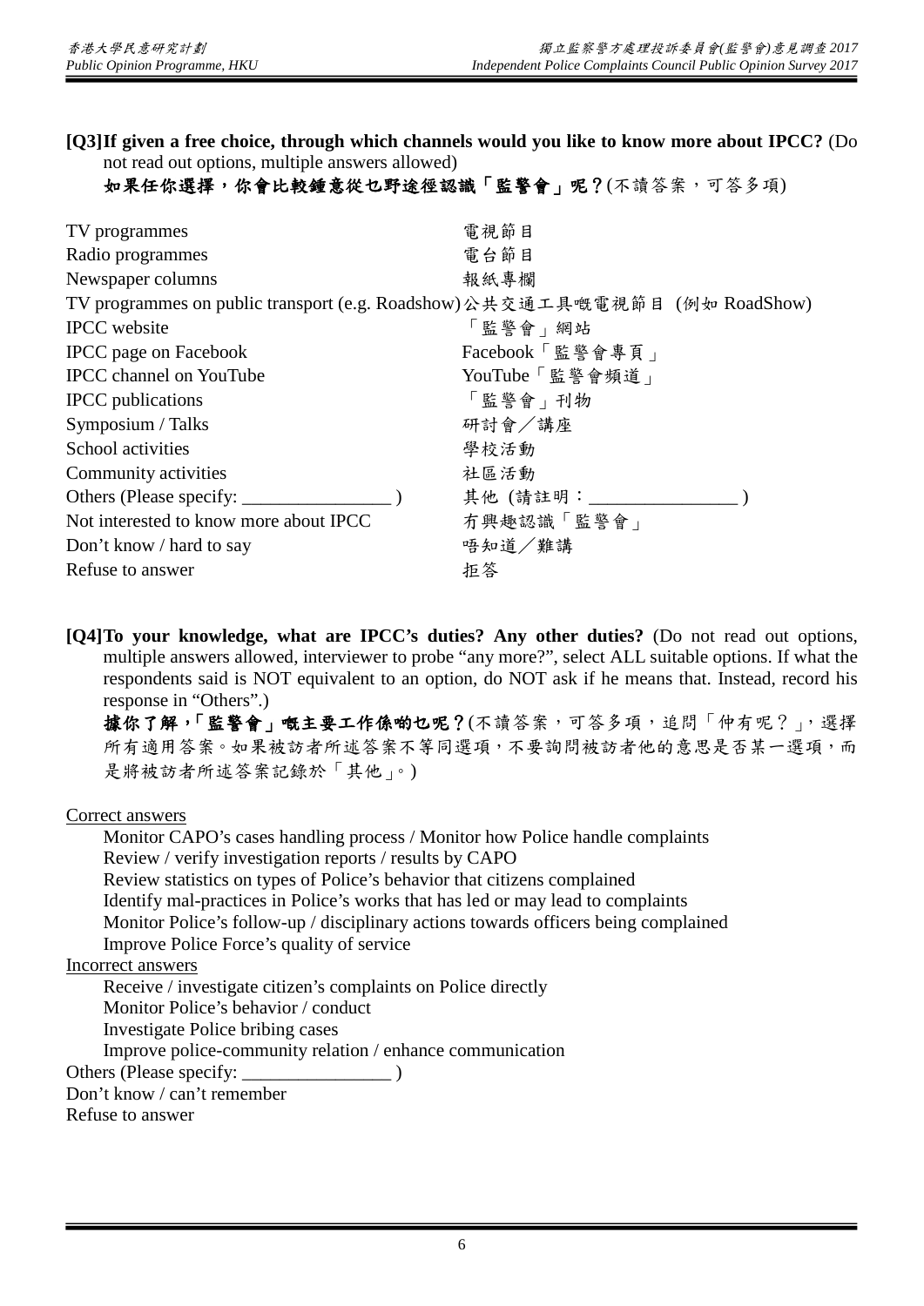**[Q3]If given a free choice, through which channels would you like to know more about IPCC?** (Do not read out options, multiple answers allowed)

**如果任你選擇，你會比較鍾意從乜野途徑認識「監警會」呢？**(不讀答案，可答多項)

| | |
|---|---|
| TV programmes | 電視節目 |
| Radio programmes | 電台節目 |
| Newspaper columns | 報紙專欄 |
| TV programmes on public transport (e.g. Roadshow) | 公共交通工具嘅電視節目 (例如 RoadShow) |
| IPCC website | 「監警會」網站 |
| IPCC page on Facebook | Facebook「監警會專頁」 |
| IPCC channel on YouTube | YouTube「監警會頻道」 |
| IPCC publications | 「監警會」刊物 |
| Symposium / Talks | 研討會／講座 |
| School activities | 學校活動 |
| Community activities | 社區活動 |
| Others (Please specify: ________________ ) | 其他 (請註明：________________ ) |
| Not interested to know more about IPCC | 冇興趣認識「監警會」 |
| Don't know / hard to say | 唔知道／難講 |
| Refuse to answer | 拒答 |

**[Q4]To your knowledge, what are IPCC's duties? Any other duties?** (Do not read out options, multiple answers allowed, interviewer to probe "any more?", select ALL suitable options. If what the respondents said is NOT equivalent to an option, do NOT ask if he means that. Instead, record his response in "Others".)

**據你了解，「監警會」嘅主要工作係咪乜呢？**(不讀答案，可答多項，追問「仲有呢？」，選擇所有適用答案。如果被訪者所述答案不等同選項，不要詢問被訪者他的意思是否某一選項，而是將被訪者所述答案記錄於「其他」。)

<u>Correct answers</u>

- Monitor CAPO's cases handling process / Monitor how Police handle complaints
- Review / verify investigation reports / results by CAPO
- Review statistics on types of Police's behavior that citizens complained
- Identify mal-practices in Police's works that has led or may lead to complaints
- Monitor Police's follow-up / disciplinary actions towards officers being complained
- Improve Police Force's quality of service

<u>Incorrect answers</u>

- Receive / investigate citizen's complaints on Police directly
- Monitor Police's behavior / conduct
- Investigate Police bribing cases
- Improve police-community relation / enhance communication

Others (Please specify: ________________ )

Don't know / can't remember

Refuse to answer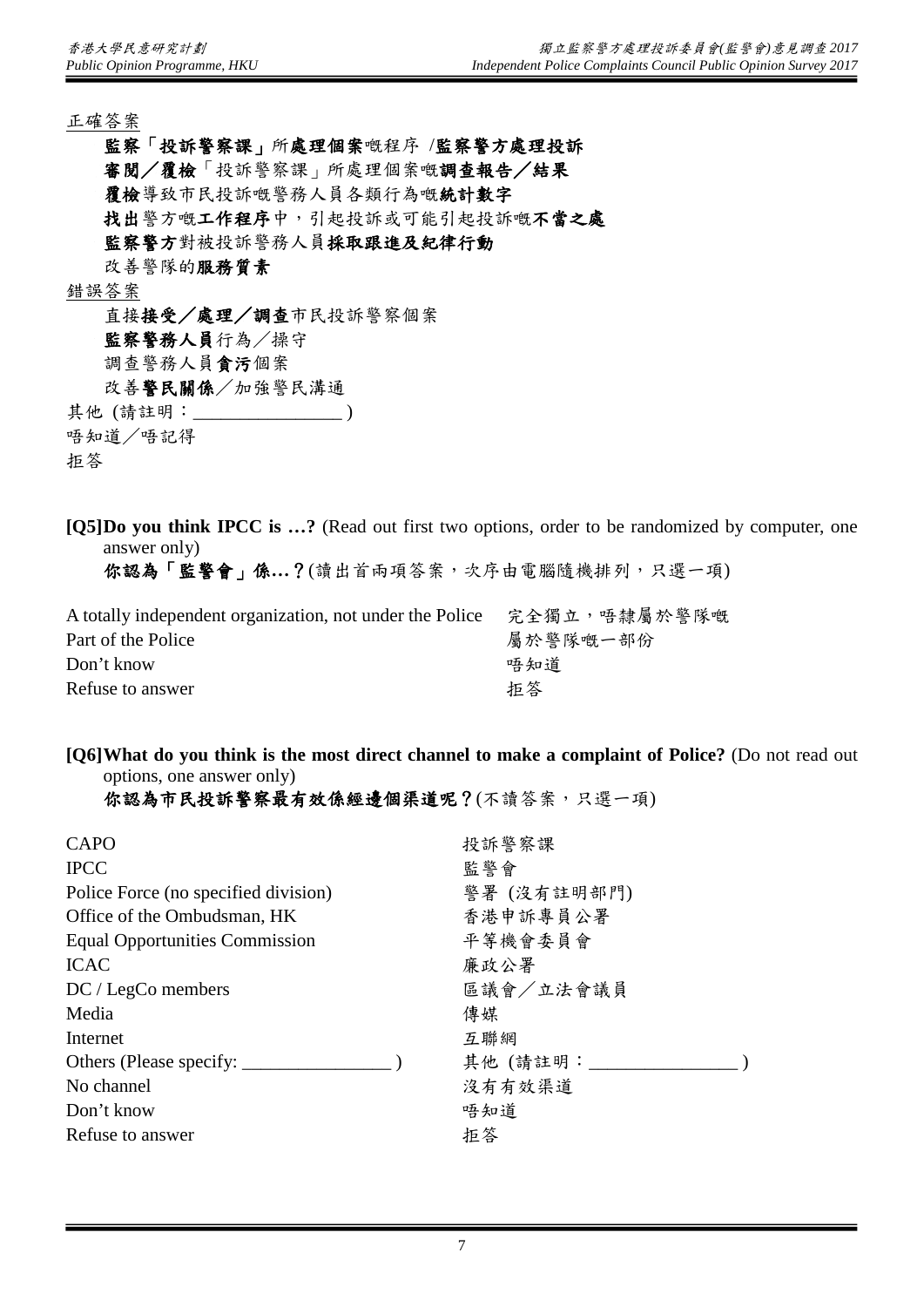正確答案

- **監察「投訴警察課」**所**處理個案**嘅程序 /**監察警方處理投訴**
- **審閱／覆檢**「投訴警察課」所處理個案嘅**調查報告／結果**
- **覆檢**導致市民投訴嘅警務人員各類行為嘅**統計數字**
- **找出**警方嘅**工作程序**中，引起投訴或可能引起投訴嘅**不當之處**
- **監察警方**對被投訴警務人員**採取跟進及紀律行動**
- 改善警隊的**服務質素**

錯誤答案

- 直接**接受／處理／調查**市民投訴警察個案
- **監察警務人員**行為／操守
- 調查警務人員**貪污**個案
- 改善**警民關係**／加強警民溝通

其他 (請註明：________________ )

唔知道／唔記得

拒答

**[Q5]Do you think IPCC is …?** (Read out first two options, order to be randomized by computer, one answer only)

**你認為「監警會」係…？**(讀出首兩項答案，次序由電腦隨機排列，只選一項)

| | |
|---|---|
| A totally independent organization, not under the Police | 完全獨立，唔隸屬於警隊嘅 |
| Part of the Police | 屬於警隊嘅一部份 |
| Don't know | 唔知道 |
| Refuse to answer | 拒答 |

**[Q6]What do you think is the most direct channel to make a complaint of Police?** (Do not read out options, one answer only)

**你認為市民投訴警察最有效係經邊個渠道呢？**(不讀答案，只選一項)

| | |
|---|---|
| CAPO | 投訴警察課 |
| IPCC | 監警會 |
| Police Force (no specified division) | 警署 (沒有註明部門) |
| Office of the Ombudsman, HK | 香港申訴專員公署 |
| Equal Opportunities Commission | 平等機會委員會 |
| ICAC | 廉政公署 |
| DC / LegCo members | 區議會／立法會議員 |
| Media | 傳媒 |
| Internet | 互聯網 |
| Others (Please specify: ________________ ) | 其他 (請註明：________________ ) |
| No channel | 沒有有效渠道 |
| Don't know | 唔知道 |
| Refuse to answer | 拒答 |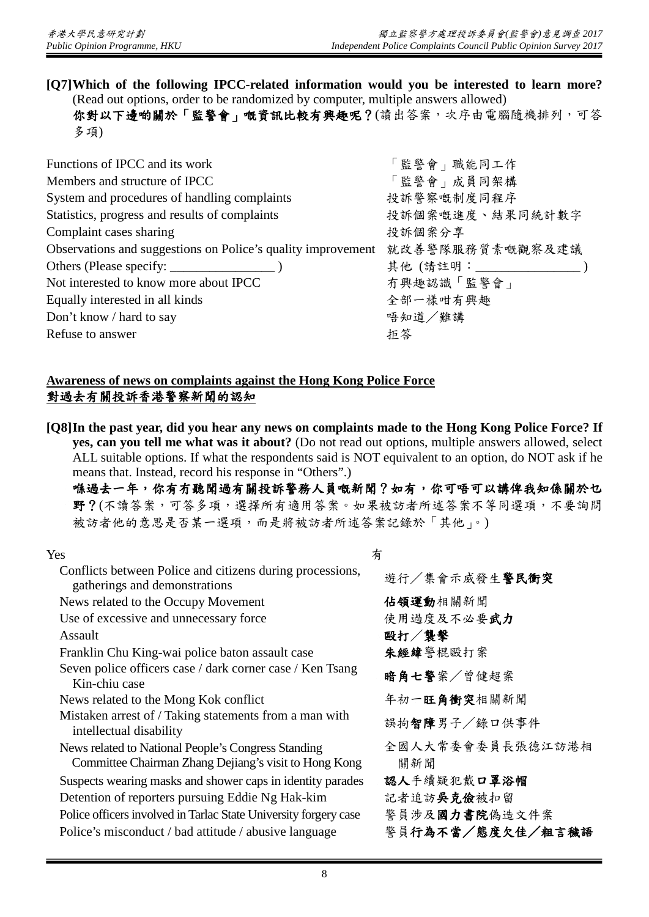**[Q7]Which of the following IPCC-related information would you be interested to learn more?** (Read out options, order to be randomized by computer, multiple answers allowed)
**你對以下邊啲關於「監警會」嘅資訊比較有興趣呢？**(讀出答案，次序由電腦隨機排列，可答多項)

| | |
|---|---|
| Functions of IPCC and its work | 「監警會」職能同工作 |
| Members and structure of IPCC | 「監警會」成員同架構 |
| System and procedures of handling complaints | 投訴警察嘅制度同程序 |
| Statistics, progress and results of complaints | 投訴個案嘅進度、結果同統計數字 |
| Complaint cases sharing | 投訴個案分享 |
| Observations and suggestions on Police's quality improvement | 就改善警隊服務質素嘅觀察及建議 |
| Others (Please specify: _______________ ) | 其他 (請註明：_______________ ) |
| Not interested to know more about IPCC | 冇興趣認識「監警會」 |
| Equally interested in all kinds | 全部一樣咁有興趣 |
| Don't know / hard to say | 唔知道／難講 |
| Refuse to answer | 拒答 |

**Awareness of news on complaints against the Hong Kong Police Force**
**對過去有關投訴香港警察新聞的認知**

**[Q8]In the past year, did you hear any news on complaints made to the Hong Kong Police Force? If yes, can you tell me what was it about?** (Do not read out options, multiple answers allowed, select ALL suitable options. If what the respondents said is NOT equivalent to an option, do NOT ask if he means that. Instead, record his response in "Others".)
**喺過去一年，你有冇聽聞過有關投訴警務人員嘅新聞？如有，你可唔可以講俾我知係關於乜野？**(不讀答案，可答多項，選擇所有適用答案。如果被訪者所述答案不等同選項，不要詢問被訪者他的意思是否某一選項，而是將被訪者所述答案記錄於「其他」。)

| | |
|---|---|
| Yes | 有 |
| Conflicts between Police and citizens during processions, gatherings and demonstrations | 遊行／集會示威發生**警民衝突** |
| News related to the Occupy Movement | **佔領運動**相關新聞 |
| Use of excessive and unnecessary force | 使用過度及不必要**武力** |
| Assault | **毆打／襲擊** |
| Franklin Chu King-wai police baton assault case | **朱經緯**警棍毆打案 |
| Seven police officers case / dark corner case / Ken Tsang Kin-chiu case | **暗角七警**案／曾健超案 |
| News related to the Mong Kok conflict | 年初一**旺角衝突**相關新聞 |
| Mistaken arrest of / Taking statements from a man with intellectual disability | 誤拘**智障**男子／錄口供事件 |
| News related to National People's Congress Standing Committee Chairman Zhang Dejiang's visit to Hong Kong | 全國人大常委會委員長張德江訪港相關新聞 |
| Suspects wearing masks and shower caps in identity parades | **認人**手續疑犯戴**口罩浴帽** |
| Detention of reporters pursuing Eddie Ng Hak-kim | 記者追訪**吳克儉**被扣留 |
| Police officers involved in Tarlac State University forgery case | 警員涉及**國力書院**偽造文件案 |
| Police's misconduct / bad attitude / abusive language | 警員**行為不當／態度欠佳／粗言穢語** |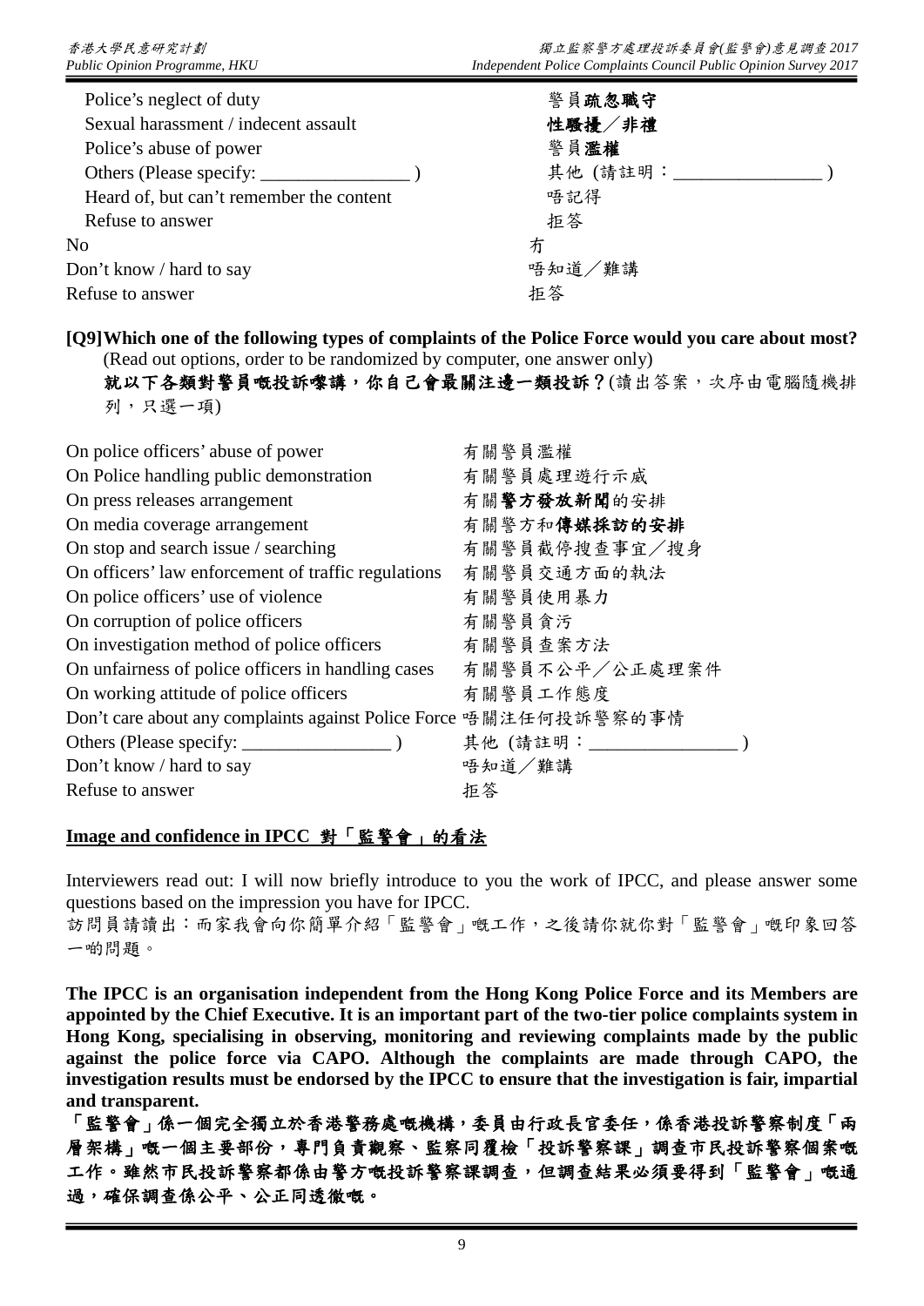| | |
|---|---|
| Police's neglect of duty | 警員**疏忽職守** |
| Sexual harassment / indecent assault | **性騷擾／非禮** |
| Police's abuse of power | 警員**濫權** |
| Others (Please specify: ________________ ) | 其他 (請註明：________________ ) |
| Heard of, but can't remember the content | 唔記得 |
| Refuse to answer | 拒答 |
| No | 冇 |
| Don't know / hard to say | 唔知道／難講 |
| Refuse to answer | 拒答 |

**[Q9]Which one of the following types of complaints of the Police Force would you care about most?** (Read out options, order to be randomized by computer, one answer only)

**就以下各類對警員嘅投訴嚟講，你自己會最關注邊一類投訴？**(讀出答案，次序由電腦隨機排列，只選一項)

| | |
|---|---|
| On police officers' abuse of power | 有關警員濫權 |
| On Police handling public demonstration | 有關警員處理遊行示威 |
| On press releases arrangement | 有關**警方發放新聞**的安排 |
| On media coverage arrangement | 有關警方和**傳媒採訪的安排** |
| On stop and search issue / searching | 有關警員截停搜查事宜／搜身 |
| On officers' law enforcement of traffic regulations | 有關警員交通方面的執法 |
| On police officers' use of violence | 有關警員使用暴力 |
| On corruption of police officers | 有關警員貪污 |
| On investigation method of police officers | 有關警員查案方法 |
| On unfairness of police officers in handling cases | 有關警員不公平／公正處理案件 |
| On working attitude of police officers | 有關警員工作態度 |
| Don't care about any complaints against Police Force | 唔關注任何投訴警察的事情 |
| Others (Please specify: ________________ ) | 其他 (請註明：________________ ) |
| Don't know / hard to say | 唔知道／難講 |
| Refuse to answer | 拒答 |

## Image and confidence in IPCC 對「監警會」的看法

Interviewers read out: I will now briefly introduce to you the work of IPCC, and please answer some questions based on the impression you have for IPCC.

訪問員請讀出：而家我會向你簡單介紹「監警會」嘅工作，之後請你就你對「監警會」嘅印象回答一啲問題。

**The IPCC is an organisation independent from the Hong Kong Police Force and its Members are appointed by the Chief Executive. It is an important part of the two-tier police complaints system in Hong Kong, specialising in observing, monitoring and reviewing complaints made by the public against the police force via CAPO. Although the complaints are made through CAPO, the investigation results must be endorsed by the IPCC to ensure that the investigation is fair, impartial and transparent.**

**「監警會」係一個完全獨立於香港警務處嘅機構，委員由行政長官委任，係香港投訴警察制度「兩層架構」嘅一個主要部份，專門負責觀察、監察同覆檢「投訴警察課」調查市民投訴警察個案嘅工作。雖然市民投訴警察都係由警方嘅投訴警察課調查，但調查結果必須要得到「監警會」嘅通過，確保調查係公平、公正同透徹嘅。**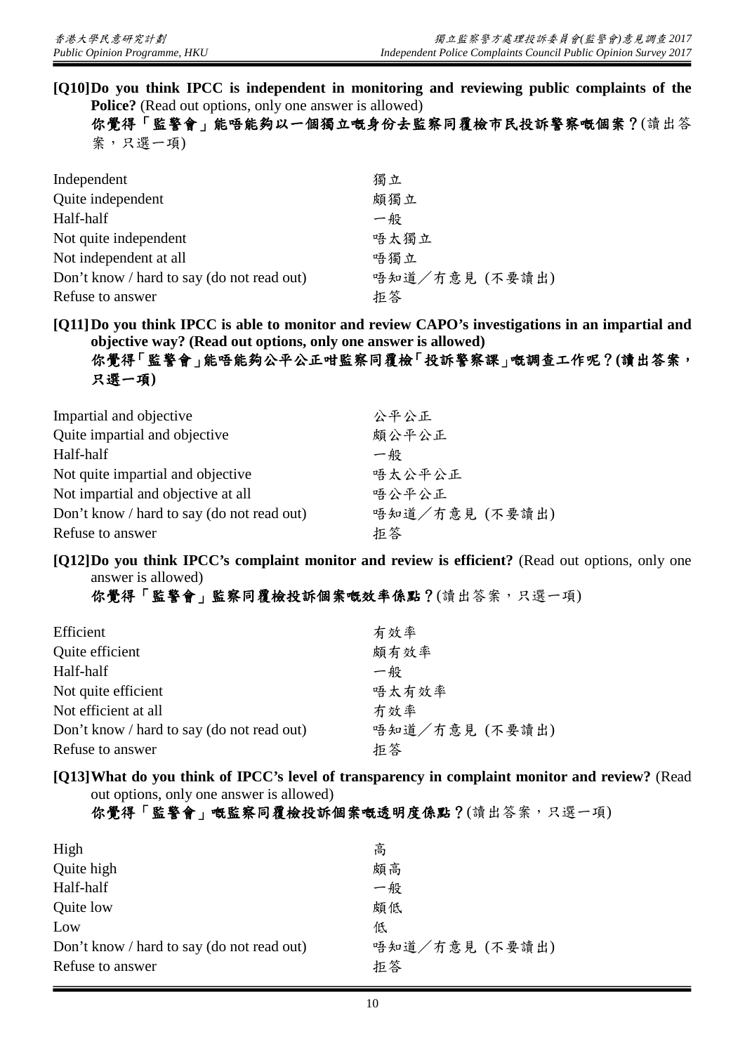**[Q10]Do you think IPCC is independent in monitoring and reviewing public complaints of the Police?** (Read out options, only one answer is allowed)
**你覺得「監警會」能唔能夠以一個獨立嘅身份去監察同覆檢市民投訴警察嘅個案？**(讀出答案，只選一項)

| | |
|---|---|
| Independent | 獨立 |
| Quite independent | 頗獨立 |
| Half-half | 一般 |
| Not quite independent | 唔太獨立 |
| Not independent at all | 唔獨立 |
| Don't know / hard to say (do not read out) | 唔知道／冇意見 (不要讀出) |
| Refuse to answer | 拒答 |

**[Q11]Do you think IPCC is able to monitor and review CAPO's investigations in an impartial and objective way? (Read out options, only one answer is allowed)**
**你覺得「監警會」能唔能夠公平公正咁監察同覆檢「投訴警察課」嘅調查工作呢？(讀出答案，只選一項)**

| | |
|---|---|
| Impartial and objective | 公平公正 |
| Quite impartial and objective | 頗公平公正 |
| Half-half | 一般 |
| Not quite impartial and objective | 唔太公平公正 |
| Not impartial and objective at all | 唔公平公正 |
| Don't know / hard to say (do not read out) | 唔知道／冇意見 (不要讀出) |
| Refuse to answer | 拒答 |

**[Q12]Do you think IPCC's complaint monitor and review is efficient?** (Read out options, only one answer is allowed)
**你覺得「監警會」監察同覆檢投訴個案嘅效率係點？**(讀出答案，只選一項)

| | |
|---|---|
| Efficient | 有效率 |
| Quite efficient | 頗有效率 |
| Half-half | 一般 |
| Not quite efficient | 唔太有效率 |
| Not efficient at all | 冇效率 |
| Don't know / hard to say (do not read out) | 唔知道／冇意見 (不要讀出) |
| Refuse to answer | 拒答 |

**[Q13]What do you think of IPCC's level of transparency in complaint monitor and review?** (Read out options, only one answer is allowed)
**你覺得「監警會」嘅監察同覆檢投訴個案嘅透明度係點？**(讀出答案，只選一項)

| | |
|---|---|
| High | 高 |
| Quite high | 頗高 |
| Half-half | 一般 |
| Quite low | 頗低 |
| Low | 低 |
| Don't know / hard to say (do not read out) | 唔知道／冇意見 (不要讀出) |
| Refuse to answer | 拒答 |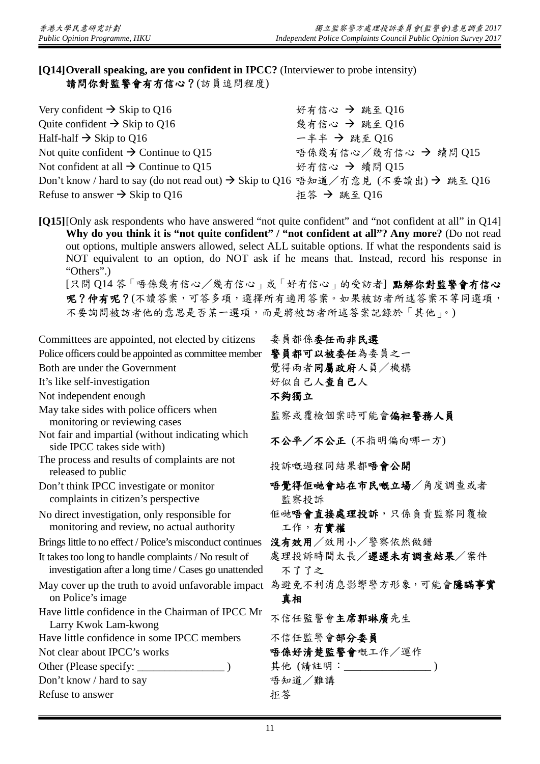**[Q14]Overall speaking, are you confident in IPCC?** (Interviewer to probe intensity)
**請問你對監警會有冇信心？**(訪員追問程度)

| | |
|---|---|
| Very confident → Skip to Q16 | 好有信心 → 跳至 Q16 |
| Quite confident → Skip to Q16 | 幾有信心 → 跳至 Q16 |
| Half-half → Skip to Q16 | 一半半 → 跳至 Q16 |
| Not quite confident → Continue to Q15 | 唔係幾有信心／幾冇信心 → 續問 Q15 |
| Not confident at all → Continue to Q15 | 好冇信心 → 續問 Q15 |
| Don't know / hard to say (do not read out) → Skip to Q16 | 唔知道／冇意見 (不要讀出) → 跳至 Q16 |
| Refuse to answer → Skip to Q16 | 拒答 → 跳至 Q16 |

**[Q15]**[Only ask respondents who have answered "not quite confident" and "not confident at all" in Q14] **Why do you think it is "not quite confident" / "not confident at all"? Any more?** (Do not read out options, multiple answers allowed, select ALL suitable options. If what the respondents said is NOT equivalent to an option, do NOT ask if he means that. Instead, record his response in "Others".)
[只問 Q14 答「唔係幾有信心／幾冇信心」或「好冇信心」的受訪者] **點解你對監警會冇信心呢？仲有呢？**(不讀答案，可答多項，選擇所有適用答案。如果被訪者所述答案不等同選項，不要詢問被訪者他的意思是否某一選項，而是將被訪者所述答案記錄於「其他」。)

| | |
|---|---|
| Committees are appointed, not elected by citizens | 委員都係**委任而非民選** |
| Police officers could be appointed as committee member | **警員都可以被委任**為委員之一 |
| Both are under the Government | 覺得兩者**同屬政府**人員／機構 |
| It's like self-investigation | 好似自己人**查自己**人 |
| Not independent enough | **不夠獨立** |
| May take sides with police officers when monitoring or reviewing cases | 監察或覆檢個案時可能會**偏袒警務人員** |
| Not fair and impartial (without indicating which side IPCC takes side with) | **不公平／不公正** (不指明偏向哪一方) |
| The process and results of complaints are not released to public | 投訴嘅過程同結果都**唔會公開** |
| Don't think IPCC investigate or monitor complaints in citizen's perspective | **唔覺得佢哋會站在市民嘅立場**／角度調查或者監察投訴 |
| No direct investigation, only responsible for monitoring and review, no actual authority | 佢哋**唔會直接處理投訴**，只係負責監察同覆檢工作，**冇實權** |
| Brings little to no effect / Police's misconduct continues | **沒有效用**／效用小／警察依然做錯 |
| It takes too long to handle complaints / No result of investigation after a long time / Cases go unattended | 處理投訴時間太長／**遲遲未有調查結果**／案件不了了之 |
| May cover up the truth to avoid unfavorable impact on Police's image | 為避免不利消息影響警方形象，可能會**隱瞞事實真相** |
| Have little confidence in the Chairman of IPCC Mr Larry Kwok Lam-kwong | 不信任監警會**主席郭琳廣**先生 |
| Have little confidence in some IPCC members | 不信任監警會**部分委員** |
| Not clear about IPCC's works | **唔係好清楚監警會**嘅工作／運作 |
| Other (Please specify: ________________ ) | 其他 (請註明：________________ ) |
| Don't know / hard to say | 唔知道／難講 |
| Refuse to answer | 拒答 |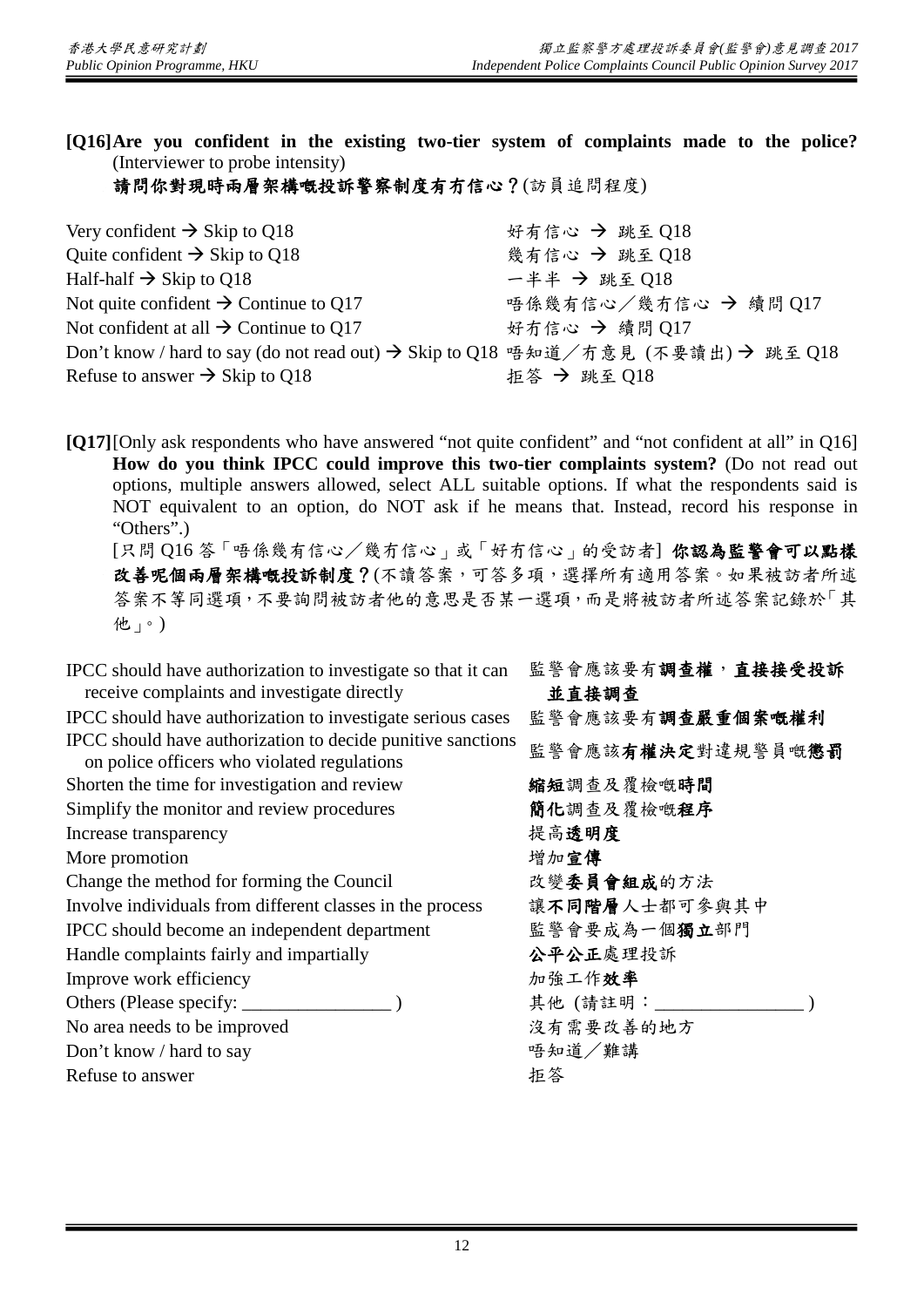**[Q16] Are you confident in the existing two-tier system of complaints made to the police?** (Interviewer to probe intensity)

**請問你對現時兩層架構嘅投訴警察制度有冇信心？**(訪員追問程度)

| | |
|---|---|
| Very confident → Skip to Q18 | 好有信心 → 跳至 Q18 |
| Quite confident → Skip to Q18 | 幾有信心 → 跳至 Q18 |
| Half-half → Skip to Q18 | 一半半 → 跳至 Q18 |
| Not quite confident → Continue to Q17 | 唔係幾有信心／幾冇信心 → 續問 Q17 |
| Not confident at all → Continue to Q17 | 好冇信心 → 續問 Q17 |
| Don't know / hard to say (do not read out) → Skip to Q18 | 唔知道／冇意見 (不要讀出) → 跳至 Q18 |
| Refuse to answer → Skip to Q18 | 拒答 → 跳至 Q18 |

**[Q17]** [Only ask respondents who have answered "not quite confident" and "not confident at all" in Q16] **How do you think IPCC could improve this two-tier complaints system?** (Do not read out options, multiple answers allowed, select ALL suitable options. If what the respondents said is NOT equivalent to an option, do NOT ask if he means that. Instead, record his response in "Others".)

[只問 Q16 答「唔係幾有信心／幾冇信心」或「好冇信心」的受訪者] **你認為監警會可以點樣改善呢個兩層架構嘅投訴制度？**(不讀答案，可答多項，選擇所有適用答案。如果被訪者所述答案不等同選項，不要詢問被訪者他的意思是否某一選項，而是將被訪者所述答案記錄於「其他」。)

| | |
|---|---|
| IPCC should have authorization to investigate so that it can receive complaints and investigate directly | 監警會應該要有**調查權，直接接受投訴並直接調查** |
| IPCC should have authorization to investigate serious cases | 監警會應該要有**調查嚴重個案嘅權利** |
| IPCC should have authorization to decide punitive sanctions on police officers who violated regulations | 監警會應該**有權決定**對違規警員嘅**懲罰** |
| Shorten the time for investigation and review | **縮短**調查及覆檢嘅**時間** |
| Simplify the monitor and review procedures | **簡化**調查及覆檢嘅**程序** |
| Increase transparency | 提高**透明度** |
| More promotion | 增加**宣傳** |
| Change the method for forming the Council | 改變**委員會組成**的方法 |
| Involve individuals from different classes in the process | 讓**不同階層**人士都可參與其中 |
| IPCC should become an independent department | 監警會要成為一個**獨立**部門 |
| Handle complaints fairly and impartially | **公平公正**處理投訴 |
| Improve work efficiency | 加強工作**效率** |
| Others (Please specify: ________________ ) | 其他 (請註明：________________ ) |
| No area needs to be improved | 沒有需要改善的地方 |
| Don't know / hard to say | 唔知道／難講 |
| Refuse to answer | 拒答 |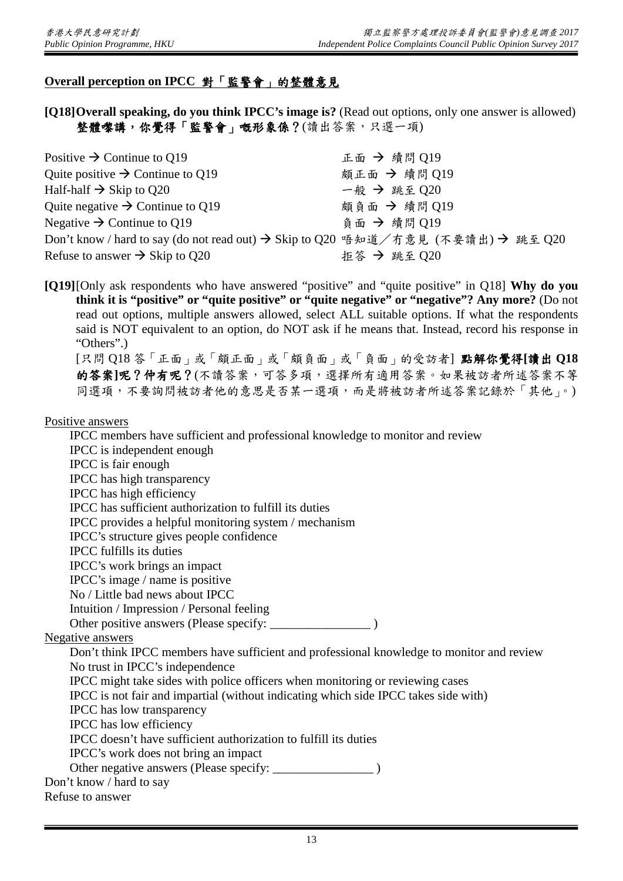## Overall perception on IPCC 對「監警會」的整體意見

**[Q18]Overall speaking, do you think IPCC's image is?** (Read out options, only one answer is allowed)
**整體嚟講，你覺得「監警會」嘅形象係？**(讀出答案，只選一項)

| | |
|---|---|
| Positive → Continue to Q19 | 正面 → 續問 Q19 |
| Quite positive → Continue to Q19 | 頗正面 → 續問 Q19 |
| Half-half → Skip to Q20 | 一般 → 跳至 Q20 |
| Quite negative → Continue to Q19 | 頗負面 → 續問 Q19 |
| Negative → Continue to Q19 | 負面 → 續問 Q19 |
| Don't know / hard to say (do not read out) → Skip to Q20 | 唔知道／冇意見 (不要讀出) → 跳至 Q20 |
| Refuse to answer → Skip to Q20 | 拒答 → 跳至 Q20 |

**[Q19]**[Only ask respondents who have answered "positive" and "quite positive" in Q18] **Why do you think it is "positive" or "quite positive" or "quite negative" or "negative"? Any more?** (Do not read out options, multiple answers allowed, select ALL suitable options. If what the respondents said is NOT equivalent to an option, do NOT ask if he means that. Instead, record his response in "Others".)
[只問 Q18 答「正面」或「頗正面」或「頗負面」或「負面」的受訪者] **點解你覺得[讀出 Q18 的答案]呢？仲有呢？**(不讀答案，可答多項，選擇所有適用答案。如果被訪者所述答案不等同選項，不要詢問被訪者他的意思是否某一選項，而是將被訪者所述答案記錄於「其他」。)

Positive answers
- IPCC members have sufficient and professional knowledge to monitor and review
- IPCC is independent enough
- IPCC is fair enough
- IPCC has high transparency
- IPCC has high efficiency
- IPCC has sufficient authorization to fulfill its duties
- IPCC provides a helpful monitoring system / mechanism
- IPCC's structure gives people confidence
- IPCC fulfills its duties
- IPCC's work brings an impact
- IPCC's image / name is positive
- No / Little bad news about IPCC
- Intuition / Impression / Personal feeling
- Other positive answers (Please specify: ________________ )

Negative answers
- Don't think IPCC members have sufficient and professional knowledge to monitor and review
- No trust in IPCC's independence
- IPCC might take sides with police officers when monitoring or reviewing cases
- IPCC is not fair and impartial (without indicating which side IPCC takes side with)
- IPCC has low transparency
- IPCC has low efficiency
- IPCC doesn't have sufficient authorization to fulfill its duties
- IPCC's work does not bring an impact
- Other negative answers (Please specify: ________________ )

Don't know / hard to say
Refuse to answer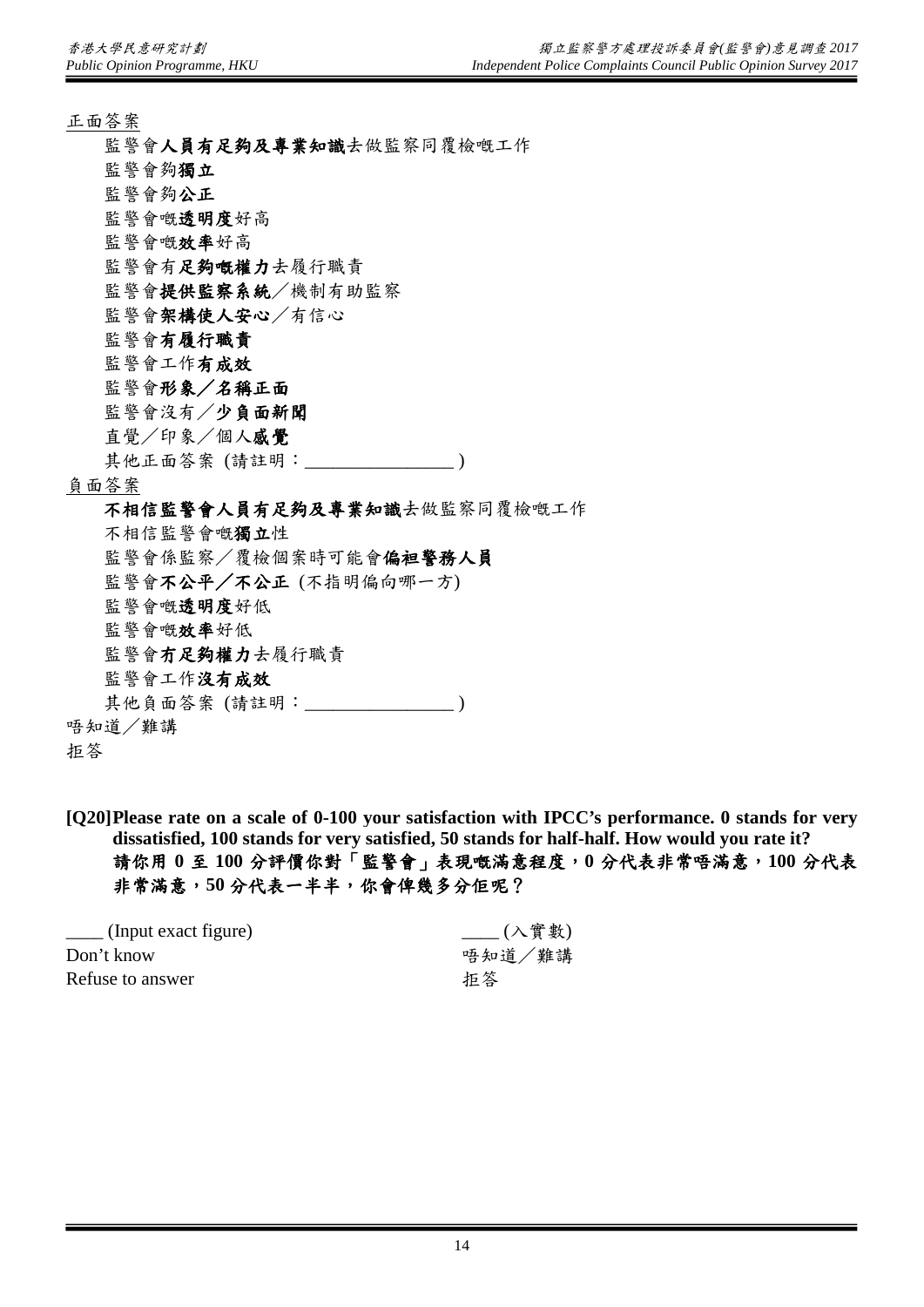<u>正面答案</u>

- 監警會**人員有足夠及專業知識**去做監察同覆檢嘅工作
- 監警會夠**獨立**
- 監警會夠**公正**
- 監警會嘅**透明度**好高
- 監警會嘅**效率**好高
- 監警會有**足夠嘅權力**去履行職責
- 監警會**提供監察系統**／機制有助監察
- 監警會**架構使人安心**／有信心
- 監警會**有履行職責**
- 監警會工作**有成效**
- 監警會**形象／名稱正面**
- 監警會沒有／**少負面新聞**
- 直覺／印象／個人**感覺**
- 其他正面答案 (請註明：________________ )

<u>負面答案</u>

- **不相信監警會人員有足夠及專業知識**去做監察同覆檢嘅工作
- 不相信監警會嘅**獨立**性
- 監警會係監察／覆檢個案時可能會**偏袒警務人員**
- 監警會**不公平／不公正** (不指明偏向哪一方)
- 監警會嘅**透明度**好低
- 監警會嘅**效率**好低
- 監警會**冇足夠權力**去履行職責
- 監警會工作**沒有成效**
- 其他負面答案 (請註明：________________ )

唔知道／難講

拒答

**[Q20]Please rate on a scale of 0-100 your satisfaction with IPCC's performance. 0 stands for very dissatisfied, 100 stands for very satisfied, 50 stands for half-half. How would you rate it?**
**請你用 0 至 100 分評價你對「監警會」表現嘅滿意程度，0 分代表非常唔滿意，100 分代表非常滿意，50 分代表一半半，你會俾幾多分佢呢？**

| | |
|---|---|
| ____ (Input exact figure) | ____ (入實數) |
| Don't know | 唔知道／難講 |
| Refuse to answer | 拒答 |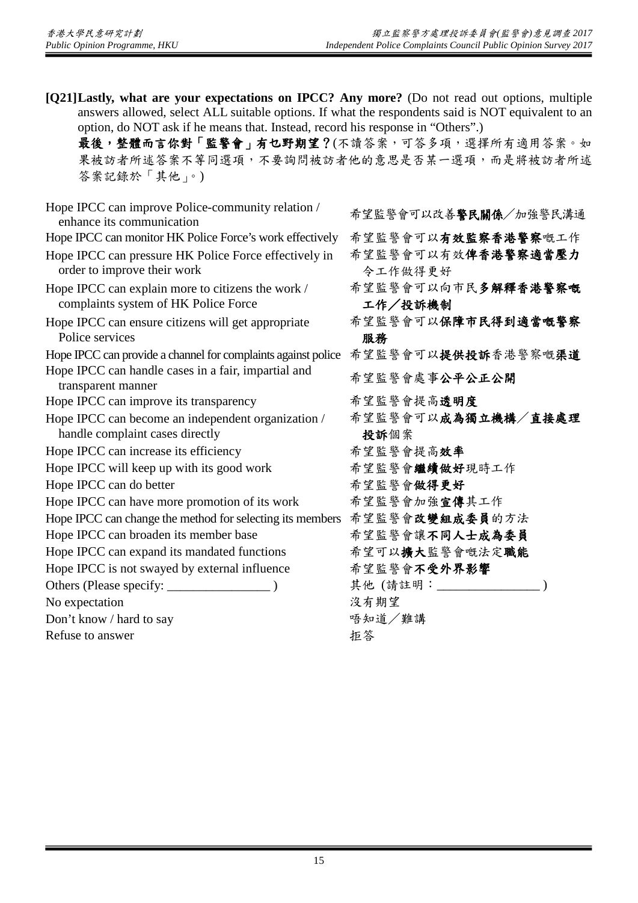**[Q21]Lastly, what are your expectations on IPCC? Any more?** (Do not read out options, multiple answers allowed, select ALL suitable options. If what the respondents said is NOT equivalent to an option, do NOT ask if he means that. Instead, record his response in "Others".)

**最後，整體而言你對「監警會」有乜野期望？**(不讀答案，可答多項，選擇所有適用答案。如果被訪者所述答案不等同選項，不要詢問被訪者他的意思是否某一選項，而是將被訪者所述答案記錄於「其他」。)

| | |
|---|---|
| Hope IPCC can improve Police-community relation / enhance its communication | 希望監警會可以改善**警民關係**／加強警民溝通 |
| Hope IPCC can monitor HK Police Force's work effectively | 希望監警會可以**有效監察香港警察**嘅工作 |
| Hope IPCC can pressure HK Police Force effectively in order to improve their work | 希望監警會可以有效**俾香港警察適當壓力**令工作做得更好 |
| Hope IPCC can explain more to citizens the work / complaints system of HK Police Force | 希望監警會可以向市民**多解釋香港警察嘅工作／投訴機制** |
| Hope IPCC can ensure citizens will get appropriate Police services | 希望監警會可以**保障市民得到適當嘅警察服務** |
| Hope IPCC can provide a channel for complaints against police | 希望監警會可以**提供投訴**香港警察嘅**渠道** |
| Hope IPCC can handle cases in a fair, impartial and transparent manner | 希望監警會處事**公平公正公開** |
| Hope IPCC can improve its transparency | 希望監警會提高**透明度** |
| Hope IPCC can become an independent organization / handle complaint cases directly | 希望監警會可以**成為獨立機構／直接處理投訴**個案 |
| Hope IPCC can increase its efficiency | 希望監警會提高**效率** |
| Hope IPCC will keep up with its good work | 希望監警會**繼續做好**現時工作 |
| Hope IPCC can do better | 希望監警會**做得更好** |
| Hope IPCC can have more promotion of its work | 希望監警會加強**宣傳**其工作 |
| Hope IPCC can change the method for selecting its members | 希望監警會**改變組成委員**的方法 |
| Hope IPCC can broaden its member base | 希望監警會讓**不同人士成為委員** |
| Hope IPCC can expand its mandated functions | 希望可以**擴大**監警會嘅法定**職能** |
| Hope IPCC is not swayed by external influence | 希望監警會**不受外界影響** |
| Others (Please specify: ________________ ) | 其他 (請註明：________________ ) |
| No expectation | 沒有期望 |
| Don't know / hard to say | 唔知道／難講 |
| Refuse to answer | 拒答 |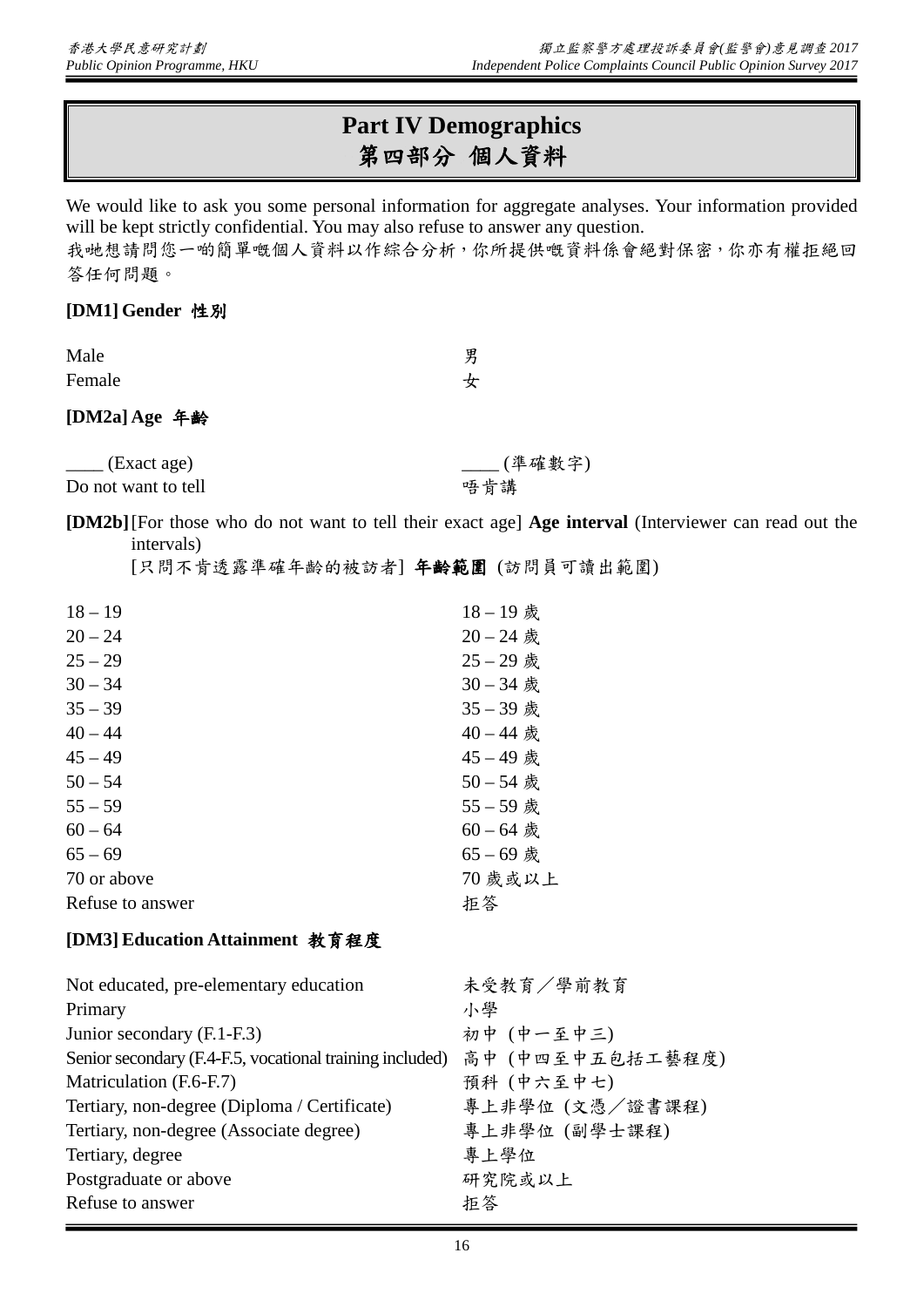# Part IV Demographics
# 第四部分 個人資料

We would like to ask you some personal information for aggregate analyses. Your information provided will be kept strictly confidential. You may also refuse to answer any question.
我哋想請問您一啲簡單嘅個人資料以作綜合分析，你所提供嘅資料係會絕對保密，你亦有權拒絕回答任何問題。

**[DM1] Gender 性別**

| | |
|---|---|
| Male | 男 |
| Female | 女 |

**[DM2a] Age 年齡**

| | |
|---|---|
| ____ (Exact age) | ____ (準確數字) |
| Do not want to tell | 唔肯講 |

**[DM2b]** [For those who do not want to tell their exact age] **Age interval** (Interviewer can read out the intervals)
[只問不肯透露準確年齡的被訪者] **年齡範圍** (訪問員可讀出範圍)

| | |
|---|---|
| 18 – 19 | 18 – 19 歲 |
| 20 – 24 | 20 – 24 歲 |
| 25 – 29 | 25 – 29 歲 |
| 30 – 34 | 30 – 34 歲 |
| 35 – 39 | 35 – 39 歲 |
| 40 – 44 | 40 – 44 歲 |
| 45 – 49 | 45 – 49 歲 |
| 50 – 54 | 50 – 54 歲 |
| 55 – 59 | 55 – 59 歲 |
| 60 – 64 | 60 – 64 歲 |
| 65 – 69 | 65 – 69 歲 |
| 70 or above | 70 歲或以上 |
| Refuse to answer | 拒答 |

**[DM3] Education Attainment 教育程度**

| | |
|---|---|
| Not educated, pre-elementary education | 未受教育／學前教育 |
| Primary | 小學 |
| Junior secondary (F.1-F.3) | 初中 (中一至中三) |
| Senior secondary (F.4-F.5, vocational training included) | 高中 (中四至中五包括工藝程度) |
| Matriculation (F.6-F.7) | 預科 (中六至中七) |
| Tertiary, non-degree (Diploma / Certificate) | 專上非學位 (文憑／證書課程) |
| Tertiary, non-degree (Associate degree) | 專上非學位 (副學士課程) |
| Tertiary, degree | 專上學位 |
| Postgraduate or above | 研究院或以上 |
| Refuse to answer | 拒答 |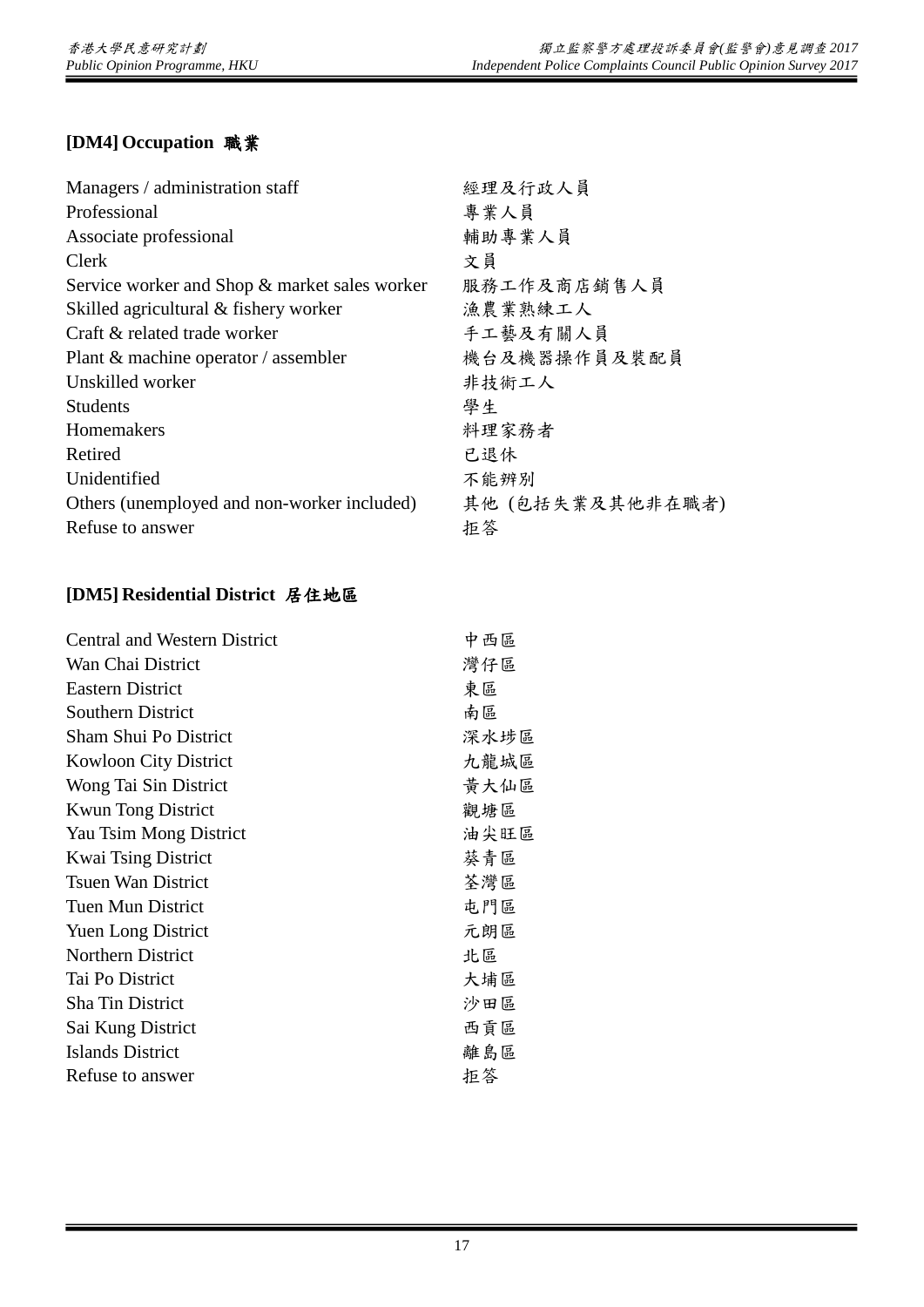### [DM4] Occupation 職業

| | |
|---|---|
| Managers / administration staff | 經理及行政人員 |
| Professional | 專業人員 |
| Associate professional | 輔助專業人員 |
| Clerk | 文員 |
| Service worker and Shop & market sales worker | 服務工作及商店銷售人員 |
| Skilled agricultural & fishery worker | 漁農業熟練工人 |
| Craft & related trade worker | 手工藝及有關人員 |
| Plant & machine operator / assembler | 機台及機器操作員及裝配員 |
| Unskilled worker | 非技術工人 |
| Students | 學生 |
| Homemakers | 料理家務者 |
| Retired | 已退休 |
| Unidentified | 不能辨別 |
| Others (unemployed and non-worker included) | 其他 (包括失業及其他非在職者) |
| Refuse to answer | 拒答 |

### [DM5] Residential District 居住地區

| | |
|---|---|
| Central and Western District | 中西區 |
| Wan Chai District | 灣仔區 |
| Eastern District | 東區 |
| Southern District | 南區 |
| Sham Shui Po District | 深水埗區 |
| Kowloon City District | 九龍城區 |
| Wong Tai Sin District | 黃大仙區 |
| Kwun Tong District | 觀塘區 |
| Yau Tsim Mong District | 油尖旺區 |
| Kwai Tsing District | 葵青區 |
| Tsuen Wan District | 荃灣區 |
| Tuen Mun District | 屯門區 |
| Yuen Long District | 元朗區 |
| Northern District | 北區 |
| Tai Po District | 大埔區 |
| Sha Tin District | 沙田區 |
| Sai Kung District | 西貢區 |
| Islands District | 離島區 |
| Refuse to answer | 拒答 |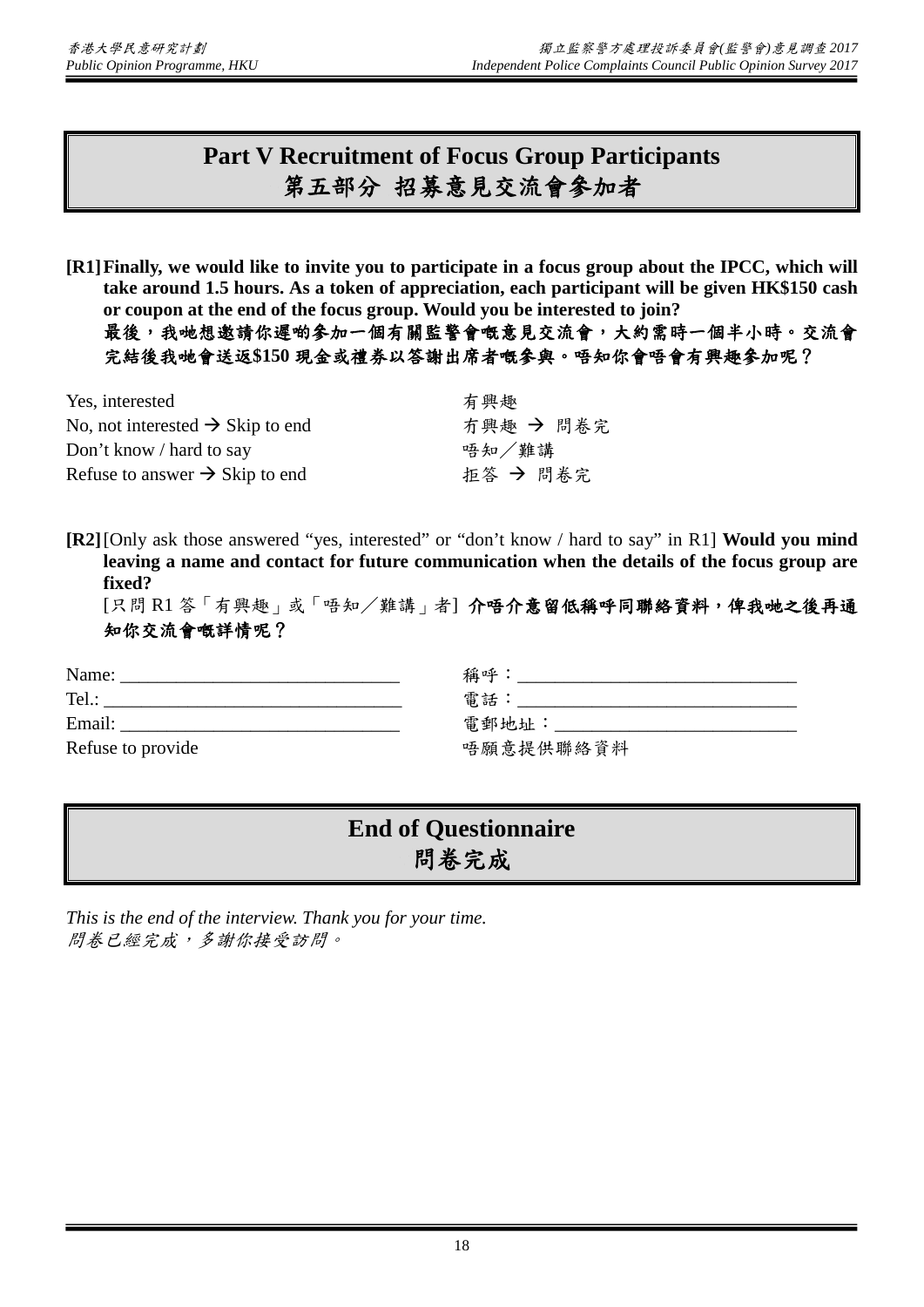## Part V Recruitment of Focus Group Participants
## 第五部分 招募意見交流會參加者

**[R1] Finally, we would like to invite you to participate in a focus group about the IPCC, which will take around 1.5 hours. As a token of appreciation, each participant will be given HK$150 cash or coupon at the end of the focus group. Would you be interested to join?**
**最後，我哋想邀請你遲啲參加一個有關監警會嘅意見交流會，大約需時一個半小時。交流會完結後我哋會送返$150 現金或禮券以答謝出席者嘅參與。唔知你會唔會有興趣參加呢？**

| | |
|---|---|
| Yes, interested | 有興趣 |
| No, not interested → Skip to end | 冇興趣 → 問卷完 |
| Don't know / hard to say | 唔知／難講 |
| Refuse to answer → Skip to end | 拒答 → 問卷完 |

**[R2]** [Only ask those answered "yes, interested" or "don't know / hard to say" in R1] **Would you mind leaving a name and contact for future communication when the details of the focus group are fixed?**
[只問 R1 答「有興趣」或「唔知／難講」者] **介唔介意留低稱呼同聯絡資料，俾我哋之後再通知你交流會嘅詳情呢？**

| | |
|---|---|
| Name: ______________________________ | 稱呼：______________________________ |
| Tel.: ________________________________ | 電話：______________________________ |
| Email: ______________________________ | 電郵地址：__________________________ |
| Refuse to provide | 唔願意提供聯絡資料 |

## End of Questionnaire
## 問卷完成

*This is the end of the interview. Thank you for your time.*
*問卷已經完成，多謝你接受訪問。*